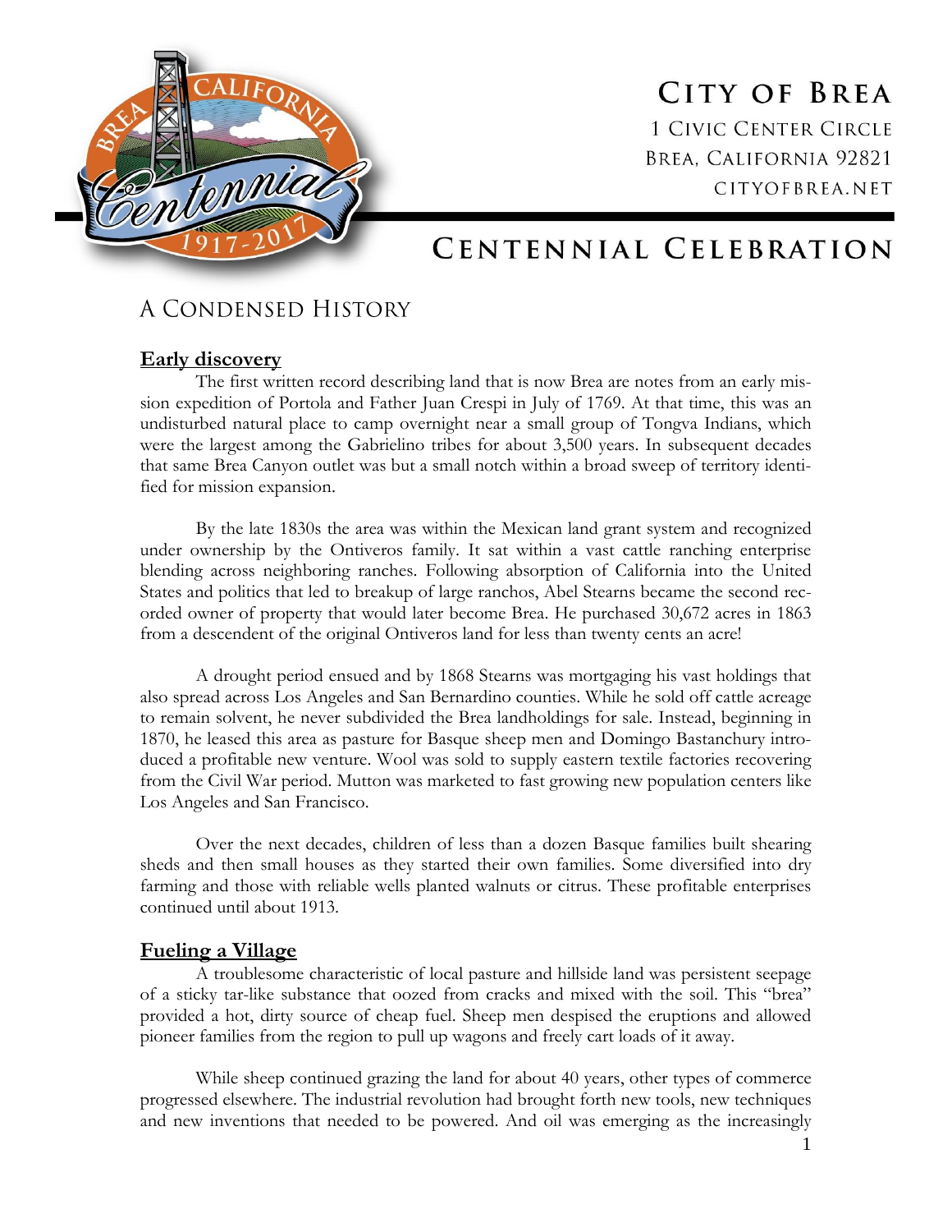# City of Brea

1 Civic Center Circle
Brea, California 92821
cityofbrea.net

## Centennial Celebration

## A Condensed History

### Early discovery

The first written record describing land that is now Brea are notes from an early mission expedition of Portola and Father Juan Crespi in July of 1769. At that time, this was an undisturbed natural place to camp overnight near a small group of Tongva Indians, which were the largest among the Gabrielino tribes for about 3,500 years. In subsequent decades that same Brea Canyon outlet was but a small notch within a broad sweep of territory identified for mission expansion.

By the late 1830s the area was within the Mexican land grant system and recognized under ownership by the Ontiveros family. It sat within a vast cattle ranching enterprise blending across neighboring ranches. Following absorption of California into the United States and politics that led to breakup of large ranchos, Abel Stearns became the second recorded owner of property that would later become Brea. He purchased 30,672 acres in 1863 from a descendent of the original Ontiveros land for less than twenty cents an acre!

A drought period ensued and by 1868 Stearns was mortgaging his vast holdings that also spread across Los Angeles and San Bernardino counties. While he sold off cattle acreage to remain solvent, he never subdivided the Brea landholdings for sale. Instead, beginning in 1870, he leased this area as pasture for Basque sheep men and Domingo Bastanchury introduced a profitable new venture. Wool was sold to supply eastern textile factories recovering from the Civil War period. Mutton was marketed to fast growing new population centers like Los Angeles and San Francisco.

Over the next decades, children of less than a dozen Basque families built shearing sheds and then small houses as they started their own families. Some diversified into dry farming and those with reliable wells planted walnuts or citrus. These profitable enterprises continued until about 1913.

### Fueling a Village

A troublesome characteristic of local pasture and hillside land was persistent seepage of a sticky tar-like substance that oozed from cracks and mixed with the soil. This "brea" provided a hot, dirty source of cheap fuel. Sheep men despised the eruptions and allowed pioneer families from the region to pull up wagons and freely cart loads of it away.

While sheep continued grazing the land for about 40 years, other types of commerce progressed elsewhere. The industrial revolution had brought forth new tools, new techniques and new inventions that needed to be powered. And oil was emerging as the increasingly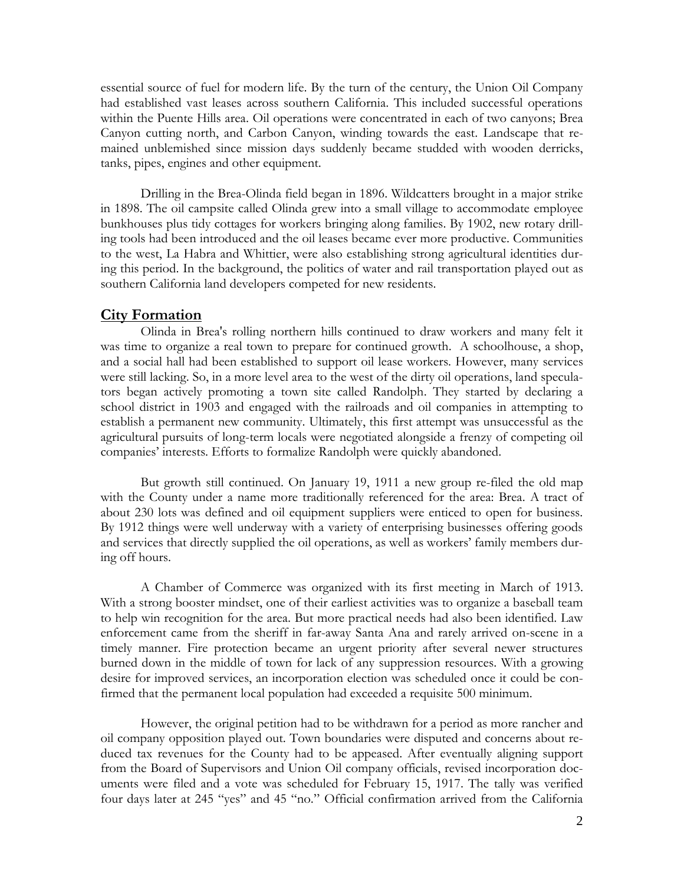essential source of fuel for modern life. By the turn of the century, the Union Oil Company had established vast leases across southern California. This included successful operations within the Puente Hills area. Oil operations were concentrated in each of two canyons; Brea Canyon cutting north, and Carbon Canyon, winding towards the east. Landscape that remained unblemished since mission days suddenly became studded with wooden derricks, tanks, pipes, engines and other equipment.

Drilling in the Brea-Olinda field began in 1896. Wildcatters brought in a major strike in 1898. The oil campsite called Olinda grew into a small village to accommodate employee bunkhouses plus tidy cottages for workers bringing along families. By 1902, new rotary drilling tools had been introduced and the oil leases became ever more productive. Communities to the west, La Habra and Whittier, were also establishing strong agricultural identities during this period. In the background, the politics of water and rail transportation played out as southern California land developers competed for new residents.

## City Formation

Olinda in Brea's rolling northern hills continued to draw workers and many felt it was time to organize a real town to prepare for continued growth. A schoolhouse, a shop, and a social hall had been established to support oil lease workers. However, many services were still lacking. So, in a more level area to the west of the dirty oil operations, land speculators began actively promoting a town site called Randolph. They started by declaring a school district in 1903 and engaged with the railroads and oil companies in attempting to establish a permanent new community. Ultimately, this first attempt was unsuccessful as the agricultural pursuits of long-term locals were negotiated alongside a frenzy of competing oil companies' interests. Efforts to formalize Randolph were quickly abandoned.

But growth still continued. On January 19, 1911 a new group re-filed the old map with the County under a name more traditionally referenced for the area: Brea. A tract of about 230 lots was defined and oil equipment suppliers were enticed to open for business. By 1912 things were well underway with a variety of enterprising businesses offering goods and services that directly supplied the oil operations, as well as workers' family members during off hours.

A Chamber of Commerce was organized with its first meeting in March of 1913. With a strong booster mindset, one of their earliest activities was to organize a baseball team to help win recognition for the area. But more practical needs had also been identified. Law enforcement came from the sheriff in far-away Santa Ana and rarely arrived on-scene in a timely manner. Fire protection became an urgent priority after several newer structures burned down in the middle of town for lack of any suppression resources. With a growing desire for improved services, an incorporation election was scheduled once it could be confirmed that the permanent local population had exceeded a requisite 500 minimum.

However, the original petition had to be withdrawn for a period as more rancher and oil company opposition played out. Town boundaries were disputed and concerns about reduced tax revenues for the County had to be appeased. After eventually aligning support from the Board of Supervisors and Union Oil company officials, revised incorporation documents were filed and a vote was scheduled for February 15, 1917. The tally was verified four days later at 245 "yes" and 45 "no." Official confirmation arrived from the California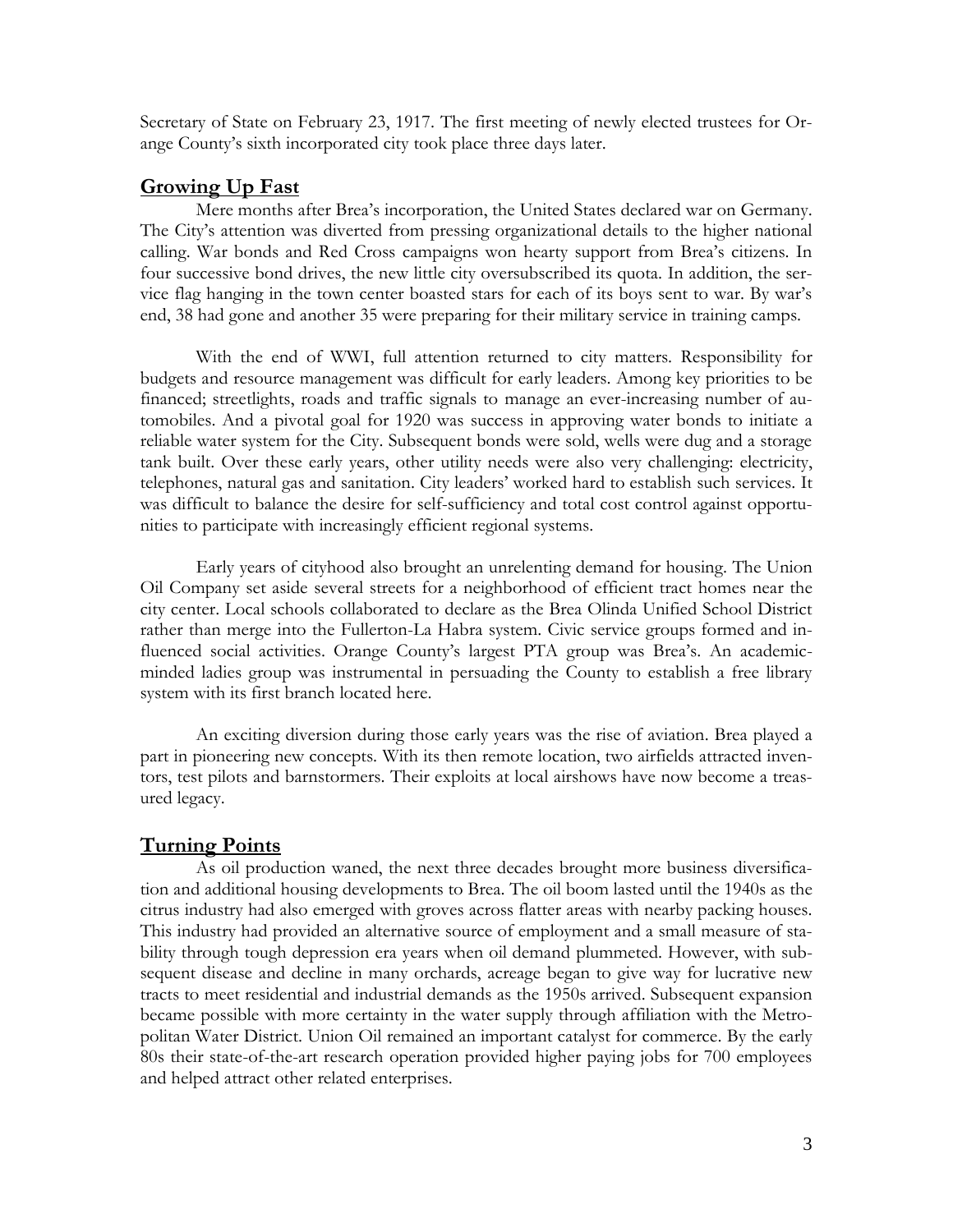Secretary of State on February 23, 1917. The first meeting of newly elected trustees for Orange County's sixth incorporated city took place three days later.

## Growing Up Fast

Mere months after Brea's incorporation, the United States declared war on Germany. The City's attention was diverted from pressing organizational details to the higher national calling. War bonds and Red Cross campaigns won hearty support from Brea's citizens. In four successive bond drives, the new little city oversubscribed its quota. In addition, the service flag hanging in the town center boasted stars for each of its boys sent to war. By war's end, 38 had gone and another 35 were preparing for their military service in training camps.

With the end of WWI, full attention returned to city matters. Responsibility for budgets and resource management was difficult for early leaders. Among key priorities to be financed; streetlights, roads and traffic signals to manage an ever-increasing number of automobiles. And a pivotal goal for 1920 was success in approving water bonds to initiate a reliable water system for the City. Subsequent bonds were sold, wells were dug and a storage tank built. Over these early years, other utility needs were also very challenging: electricity, telephones, natural gas and sanitation. City leaders' worked hard to establish such services. It was difficult to balance the desire for self-sufficiency and total cost control against opportunities to participate with increasingly efficient regional systems.

Early years of cityhood also brought an unrelenting demand for housing. The Union Oil Company set aside several streets for a neighborhood of efficient tract homes near the city center. Local schools collaborated to declare as the Brea Olinda Unified School District rather than merge into the Fullerton-La Habra system. Civic service groups formed and influenced social activities. Orange County's largest PTA group was Brea's. An academic-minded ladies group was instrumental in persuading the County to establish a free library system with its first branch located here.

An exciting diversion during those early years was the rise of aviation. Brea played a part in pioneering new concepts. With its then remote location, two airfields attracted inventors, test pilots and barnstormers. Their exploits at local airshows have now become a treasured legacy.

## Turning Points

As oil production waned, the next three decades brought more business diversification and additional housing developments to Brea. The oil boom lasted until the 1940s as the citrus industry had also emerged with groves across flatter areas with nearby packing houses. This industry had provided an alternative source of employment and a small measure of stability through tough depression era years when oil demand plummeted. However, with subsequent disease and decline in many orchards, acreage began to give way for lucrative new tracts to meet residential and industrial demands as the 1950s arrived. Subsequent expansion became possible with more certainty in the water supply through affiliation with the Metropolitan Water District. Union Oil remained an important catalyst for commerce. By the early 80s their state-of-the-art research operation provided higher paying jobs for 700 employees and helped attract other related enterprises.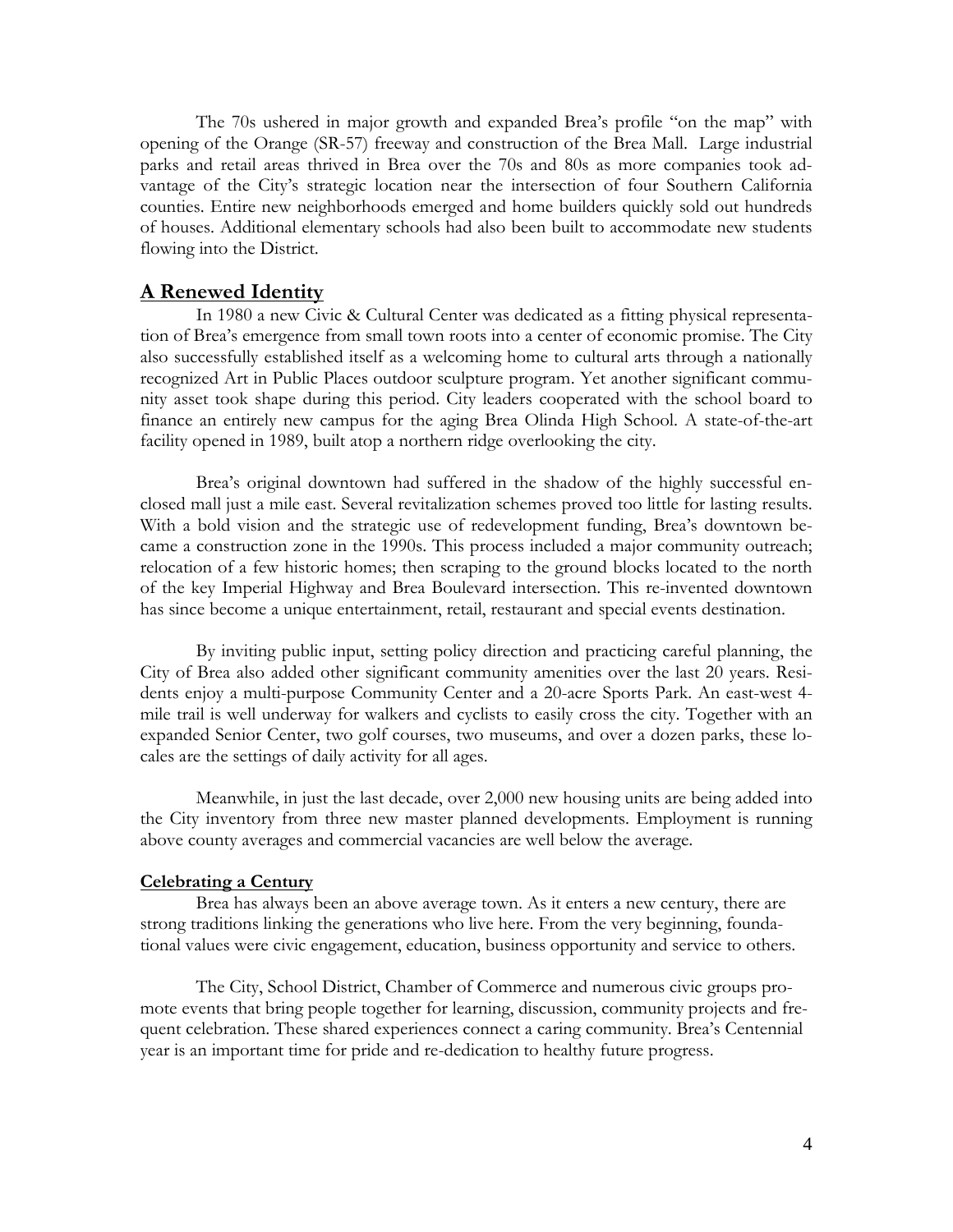The 70s ushered in major growth and expanded Brea's profile "on the map" with opening of the Orange (SR-57) freeway and construction of the Brea Mall. Large industrial parks and retail areas thrived in Brea over the 70s and 80s as more companies took advantage of the City's strategic location near the intersection of four Southern California counties. Entire new neighborhoods emerged and home builders quickly sold out hundreds of houses. Additional elementary schools had also been built to accommodate new students flowing into the District.

## A Renewed Identity

In 1980 a new Civic & Cultural Center was dedicated as a fitting physical representation of Brea's emergence from small town roots into a center of economic promise. The City also successfully established itself as a welcoming home to cultural arts through a nationally recognized Art in Public Places outdoor sculpture program. Yet another significant community asset took shape during this period. City leaders cooperated with the school board to finance an entirely new campus for the aging Brea Olinda High School. A state-of-the-art facility opened in 1989, built atop a northern ridge overlooking the city.

Brea's original downtown had suffered in the shadow of the highly successful enclosed mall just a mile east. Several revitalization schemes proved too little for lasting results. With a bold vision and the strategic use of redevelopment funding, Brea's downtown became a construction zone in the 1990s. This process included a major community outreach; relocation of a few historic homes; then scraping to the ground blocks located to the north of the key Imperial Highway and Brea Boulevard intersection. This re-invented downtown has since become a unique entertainment, retail, restaurant and special events destination.

By inviting public input, setting policy direction and practicing careful planning, the City of Brea also added other significant community amenities over the last 20 years. Residents enjoy a multi-purpose Community Center and a 20-acre Sports Park. An east-west 4-mile trail is well underway for walkers and cyclists to easily cross the city. Together with an expanded Senior Center, two golf courses, two museums, and over a dozen parks, these locales are the settings of daily activity for all ages.

Meanwhile, in just the last decade, over 2,000 new housing units are being added into the City inventory from three new master planned developments. Employment is running above county averages and commercial vacancies are well below the average.

### Celebrating a Century

Brea has always been an above average town. As it enters a new century, there are strong traditions linking the generations who live here. From the very beginning, foundational values were civic engagement, education, business opportunity and service to others.

The City, School District, Chamber of Commerce and numerous civic groups promote events that bring people together for learning, discussion, community projects and frequent celebration. These shared experiences connect a caring community. Brea's Centennial year is an important time for pride and re-dedication to healthy future progress.